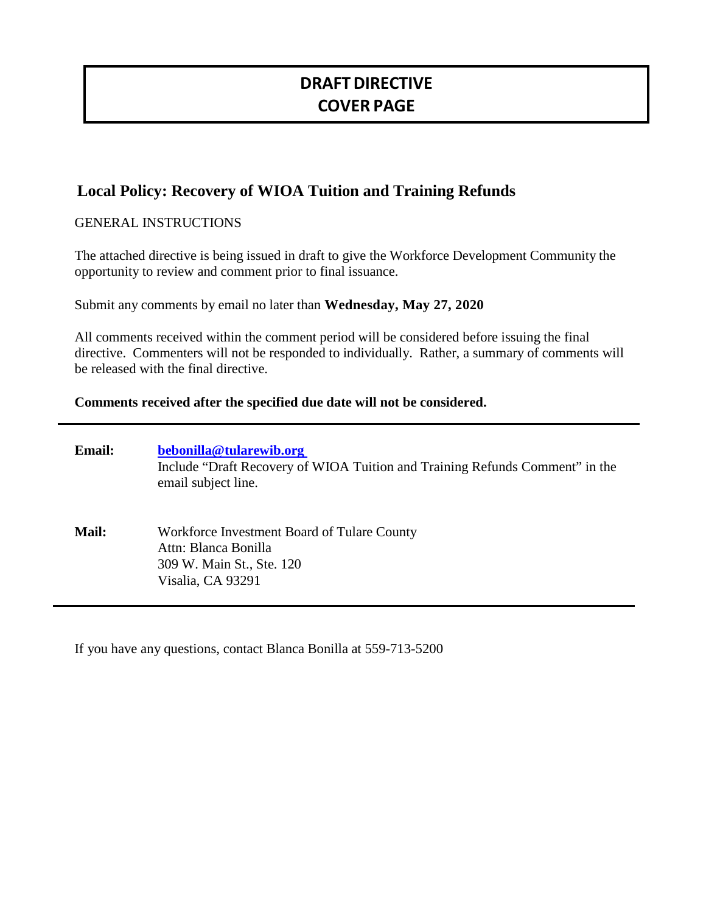# DRAFT DIRECTIVE
# COVER PAGE

## Local Policy: Recovery of WIOA Tuition and Training Refunds

GENERAL INSTRUCTIONS

The attached directive is being issued in draft to give the Workforce Development Community the opportunity to review and comment prior to final issuance.

Submit any comments by email no later than **Wednesday, May 27, 2020**

All comments received within the comment period will be considered before issuing the final directive. Commenters will not be responded to individually. Rather, a summary of comments will be released with the final directive.

**Comments received after the specified due date will not be considered.**

---

**Email:** **bebonilla@tularewib.org**
Include "Draft Recovery of WIOA Tuition and Training Refunds Comment" in the email subject line.

**Mail:** Workforce Investment Board of Tulare County
Attn: Blanca Bonilla
309 W. Main St., Ste. 120
Visalia, CA 93291

---

If you have any questions, contact Blanca Bonilla at 559-713-5200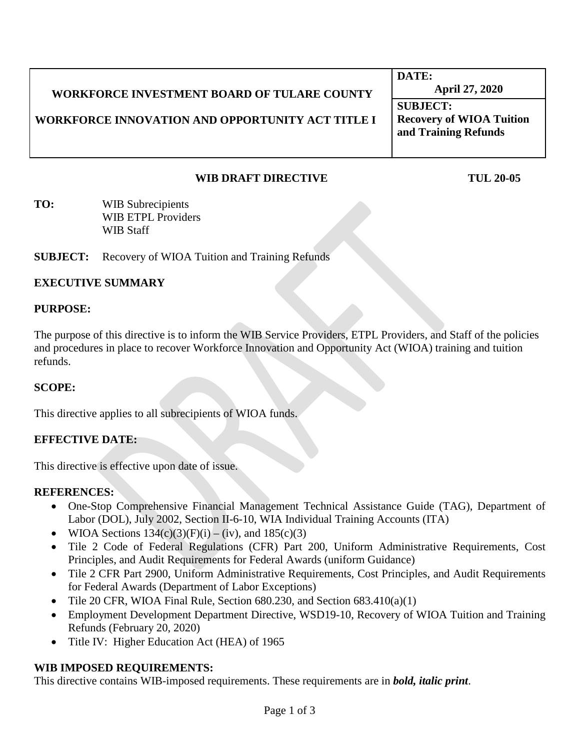| WORKFORCE INVESTMENT BOARD OF TULARE COUNTY<br><br>WORKFORCE INNOVATION AND OPPORTUNITY ACT TITLE I | **DATE:**<br>**April 27, 2020** |
| --- | --- |
| | **SUBJECT:**<br>**Recovery of WIOA Tuition and Training Refunds** |

**WIB DRAFT DIRECTIVE** **TUL 20-05**

**TO:** WIB Subrecipients
WIB ETPL Providers
WIB Staff

**SUBJECT:** Recovery of WIOA Tuition and Training Refunds

## EXECUTIVE SUMMARY

### PURPOSE:

The purpose of this directive is to inform the WIB Service Providers, ETPL Providers, and Staff of the policies and procedures in place to recover Workforce Innovation and Opportunity Act (WIOA) training and tuition refunds.

### SCOPE:

This directive applies to all subrecipients of WIOA funds.

### EFFECTIVE DATE:

This directive is effective upon date of issue.

### REFERENCES:

- One-Stop Comprehensive Financial Management Technical Assistance Guide (TAG), Department of Labor (DOL), July 2002, Section II-6-10, WIA Individual Training Accounts (ITA)
- WIOA Sections 134(c)(3)(F)(i) – (iv), and 185(c)(3)
- Tile 2 Code of Federal Regulations (CFR) Part 200, Uniform Administrative Requirements, Cost Principles, and Audit Requirements for Federal Awards (uniform Guidance)
- Tile 2 CFR Part 2900, Uniform Administrative Requirements, Cost Principles, and Audit Requirements for Federal Awards (Department of Labor Exceptions)
- Tile 20 CFR, WIOA Final Rule, Section 680.230, and Section 683.410(a)(1)
- Employment Development Department Directive, WSD19-10, Recovery of WIOA Tuition and Training Refunds (February 20, 2020)
- Title IV: Higher Education Act (HEA) of 1965

### WIB IMPOSED REQUIREMENTS:

This directive contains WIB-imposed requirements. These requirements are in ***bold, italic print***.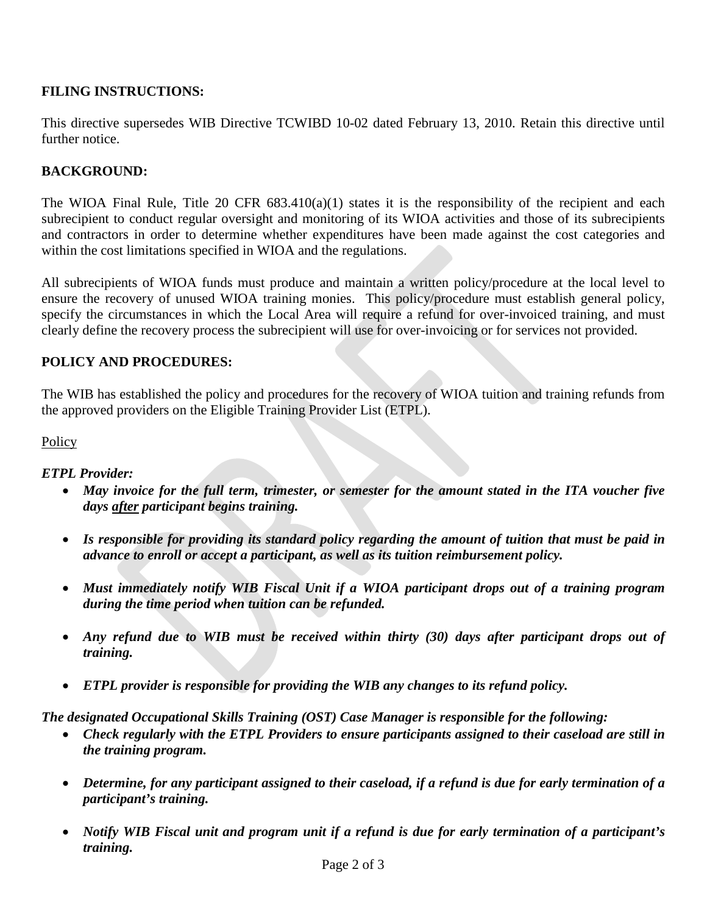**FILING INSTRUCTIONS:**

This directive supersedes WIB Directive TCWIBD 10-02 dated February 13, 2010. Retain this directive until further notice.

**BACKGROUND:**

The WIOA Final Rule, Title 20 CFR 683.410(a)(1) states it is the responsibility of the recipient and each subrecipient to conduct regular oversight and monitoring of its WIOA activities and those of its subrecipients and contractors in order to determine whether expenditures have been made against the cost categories and within the cost limitations specified in WIOA and the regulations.

All subrecipients of WIOA funds must produce and maintain a written policy/procedure at the local level to ensure the recovery of unused WIOA training monies. This policy/procedure must establish general policy, specify the circumstances in which the Local Area will require a refund for over-invoiced training, and must clearly define the recovery process the subrecipient will use for over-invoicing or for services not provided.

**POLICY AND PROCEDURES:**

The WIB has established the policy and procedures for the recovery of WIOA tuition and training refunds from the approved providers on the Eligible Training Provider List (ETPL).

<u>Policy</u>

***ETPL Provider:***

- ***May invoice for the full term, trimester, or semester for the amount stated in the ITA voucher five days <u>after</u> participant begins training.***
- ***Is responsible for providing its standard policy regarding the amount of tuition that must be paid in advance to enroll or accept a participant, as well as its tuition reimbursement policy.***
- ***Must immediately notify WIB Fiscal Unit if a WIOA participant drops out of a training program during the time period when tuition can be refunded.***
- ***Any refund due to WIB must be received within thirty (30) days after participant drops out of training.***
- ***ETPL provider is responsible for providing the WIB any changes to its refund policy.***

***The designated Occupational Skills Training (OST) Case Manager is responsible for the following:***

- ***Check regularly with the ETPL Providers to ensure participants assigned to their caseload are still in the training program.***
- ***Determine, for any participant assigned to their caseload, if a refund is due for early termination of a participant's training.***
- ***Notify WIB Fiscal unit and program unit if a refund is due for early termination of a participant's training.***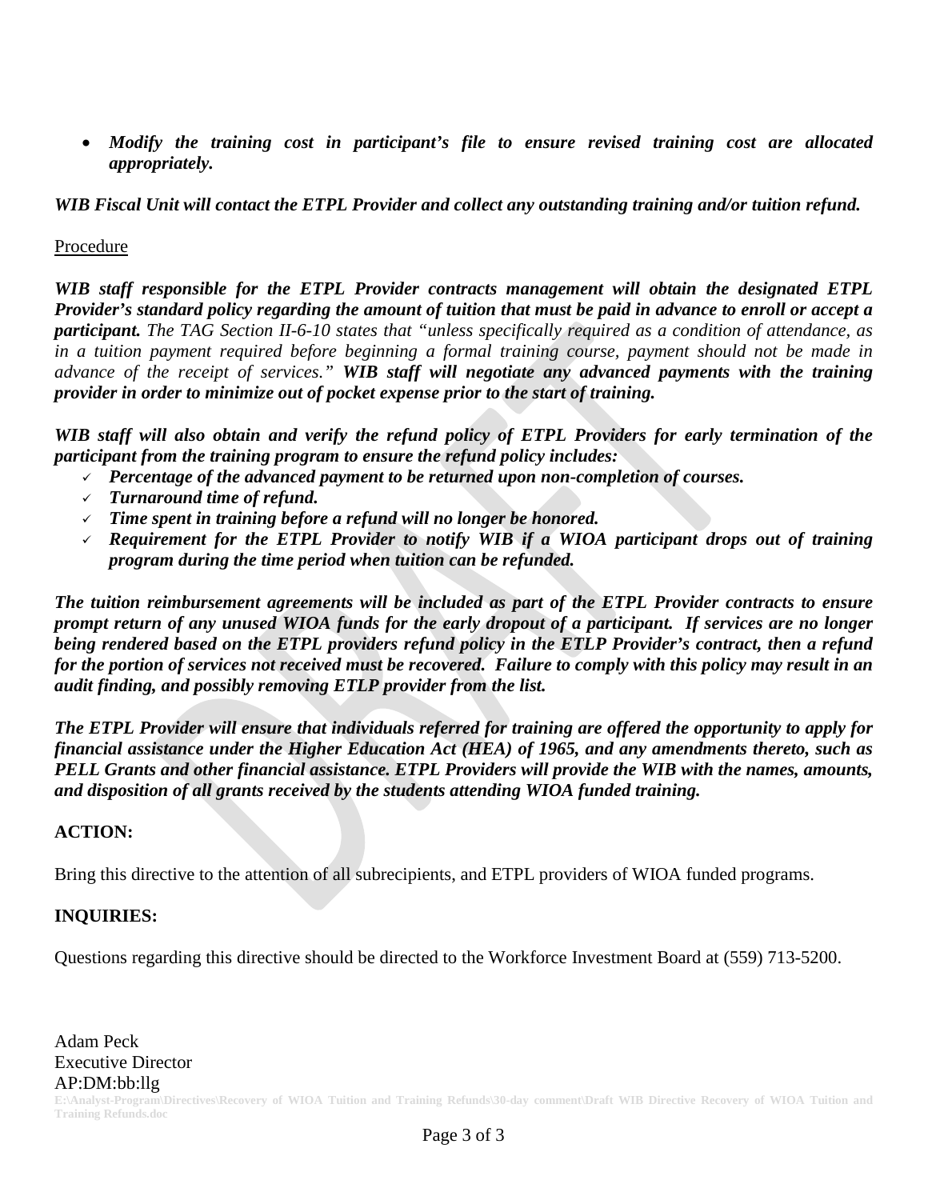- ***Modify the training cost in participant's file to ensure revised training cost are allocated appropriately.***

***WIB Fiscal Unit will contact the ETPL Provider and collect any outstanding training and/or tuition refund.***

Procedure

***WIB staff responsible for the ETPL Provider contracts management will obtain the designated ETPL Provider's standard policy regarding the amount of tuition that must be paid in advance to enroll or accept a participant.*** *The TAG Section II-6-10 states that "unless specifically required as a condition of attendance, as in a tuition payment required before beginning a formal training course, payment should not be made in advance of the receipt of services."* ***WIB staff will negotiate any advanced payments with the training provider in order to minimize out of pocket expense prior to the start of training.***

***WIB staff will also obtain and verify the refund policy of ETPL Providers for early termination of the participant from the training program to ensure the refund policy includes:***

- ✓ ***Percentage of the advanced payment to be returned upon non-completion of courses.***
- ✓ ***Turnaround time of refund.***
- ✓ ***Time spent in training before a refund will no longer be honored.***
- ✓ ***Requirement for the ETPL Provider to notify WIB if a WIOA participant drops out of training program during the time period when tuition can be refunded.***

***The tuition reimbursement agreements will be included as part of the ETPL Provider contracts to ensure prompt return of any unused WIOA funds for the early dropout of a participant. If services are no longer being rendered based on the ETPL providers refund policy in the ETLP Provider's contract, then a refund for the portion of services not received must be recovered. Failure to comply with this policy may result in an audit finding, and possibly removing ETLP provider from the list.***

***The ETPL Provider will ensure that individuals referred for training are offered the opportunity to apply for financial assistance under the Higher Education Act (HEA) of 1965, and any amendments thereto, such as PELL Grants and other financial assistance. ETPL Providers will provide the WIB with the names, amounts, and disposition of all grants received by the students attending WIOA funded training.***

**ACTION:**

Bring this directive to the attention of all subrecipients, and ETPL providers of WIOA funded programs.

**INQUIRIES:**

Questions regarding this directive should be directed to the Workforce Investment Board at (559) 713-5200.

Adam Peck
Executive Director
AP:DM:bb:llg
E:\Analyst-Program\Directives\Recovery of WIOA Tuition and Training Refunds\30-day comment\Draft WIB Directive Recovery of WIOA Tuition and Training Refunds.doc